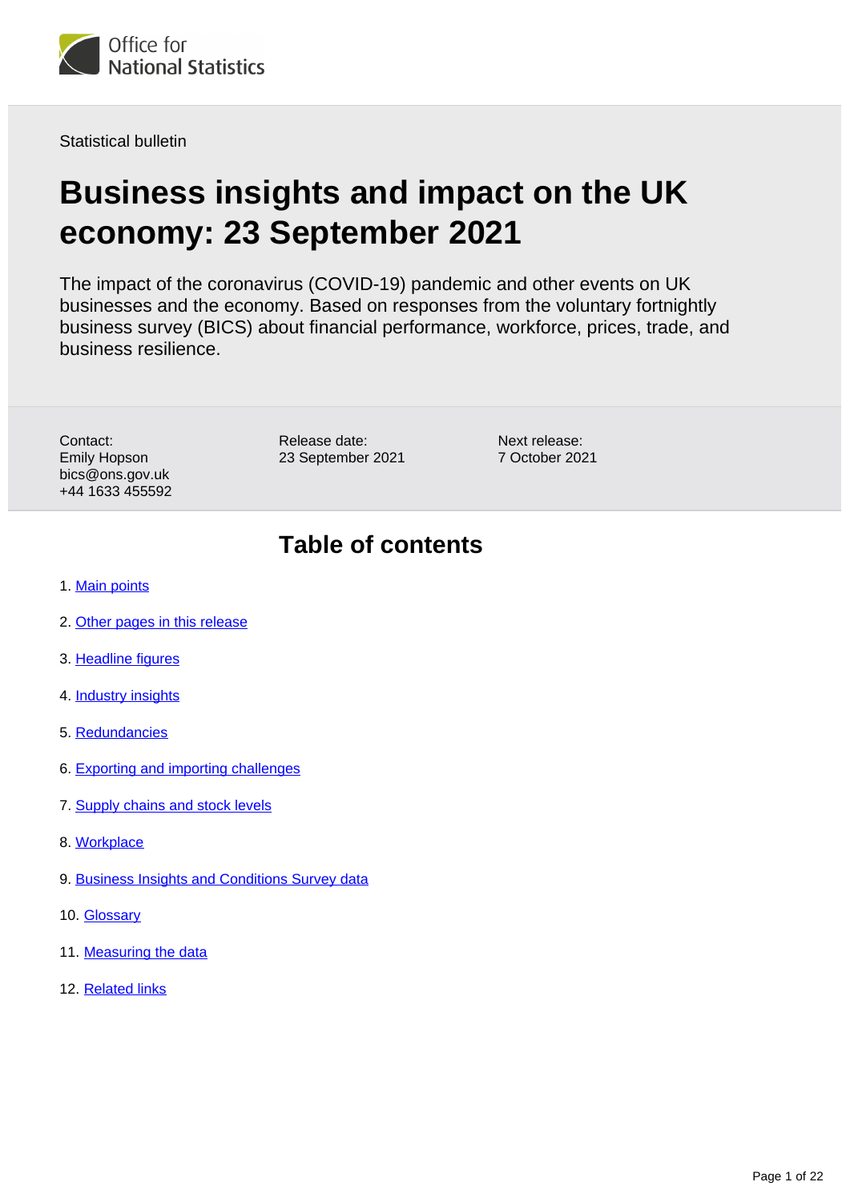Statistical bulletin

# Business insights and impact on the UK economy: 23 September 2021

The impact of the coronavirus (COVID-19) pandemic and other events on UK businesses and the economy. Based on responses from the voluntary fortnightly business survey (BICS) about financial performance, workforce, prices, trade, and business resilience.

Contact:
Emily Hopson
bics@ons.gov.uk
+44 1633 455592

Release date:
23 September 2021

Next release:
7 October 2021

## Table of contents

1. Main points
2. Other pages in this release
3. Headline figures
4. Industry insights
5. Redundancies
6. Exporting and importing challenges
7. Supply chains and stock levels
8. Workplace
9. Business Insights and Conditions Survey data
10. Glossary
11. Measuring the data
12. Related links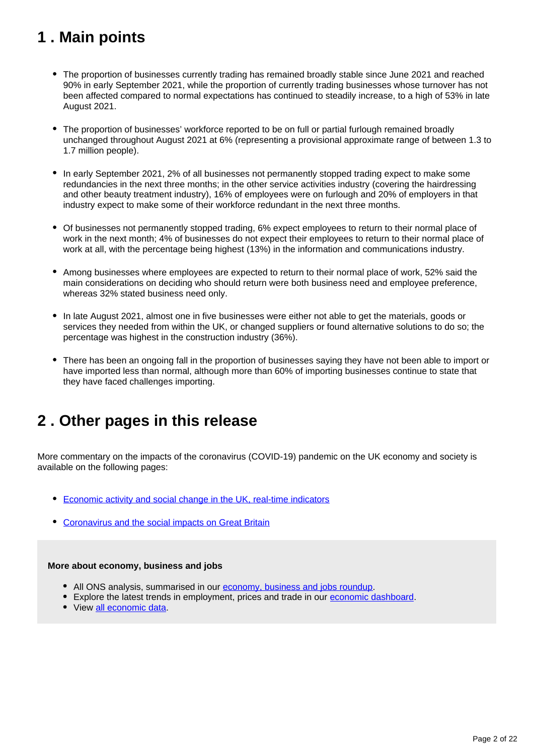## 1 . Main points

- The proportion of businesses currently trading has remained broadly stable since June 2021 and reached 90% in early September 2021, while the proportion of currently trading businesses whose turnover has not been affected compared to normal expectations has continued to steadily increase, to a high of 53% in late August 2021.
- The proportion of businesses' workforce reported to be on full or partial furlough remained broadly unchanged throughout August 2021 at 6% (representing a provisional approximate range of between 1.3 to 1.7 million people).
- In early September 2021, 2% of all businesses not permanently stopped trading expect to make some redundancies in the next three months; in the other service activities industry (covering the hairdressing and other beauty treatment industry), 16% of employees were on furlough and 20% of employers in that industry expect to make some of their workforce redundant in the next three months.
- Of businesses not permanently stopped trading, 6% expect employees to return to their normal place of work in the next month; 4% of businesses do not expect their employees to return to their normal place of work at all, with the percentage being highest (13%) in the information and communications industry.
- Among businesses where employees are expected to return to their normal place of work, 52% said the main considerations on deciding who should return were both business need and employee preference, whereas 32% stated business need only.
- In late August 2021, almost one in five businesses were either not able to get the materials, goods or services they needed from within the UK, or changed suppliers or found alternative solutions to do so; the percentage was highest in the construction industry (36%).
- There has been an ongoing fall in the proportion of businesses saying they have not been able to import or have imported less than normal, although more than 60% of importing businesses continue to state that they have faced challenges importing.

## 2 . Other pages in this release

More commentary on the impacts of the coronavirus (COVID-19) pandemic on the UK economy and society is available on the following pages:

- Economic activity and social change in the UK, real-time indicators
- Coronavirus and the social impacts on Great Britain

**More about economy, business and jobs**

- All ONS analysis, summarised in our economy, business and jobs roundup.
- Explore the latest trends in employment, prices and trade in our economic dashboard.
- View all economic data.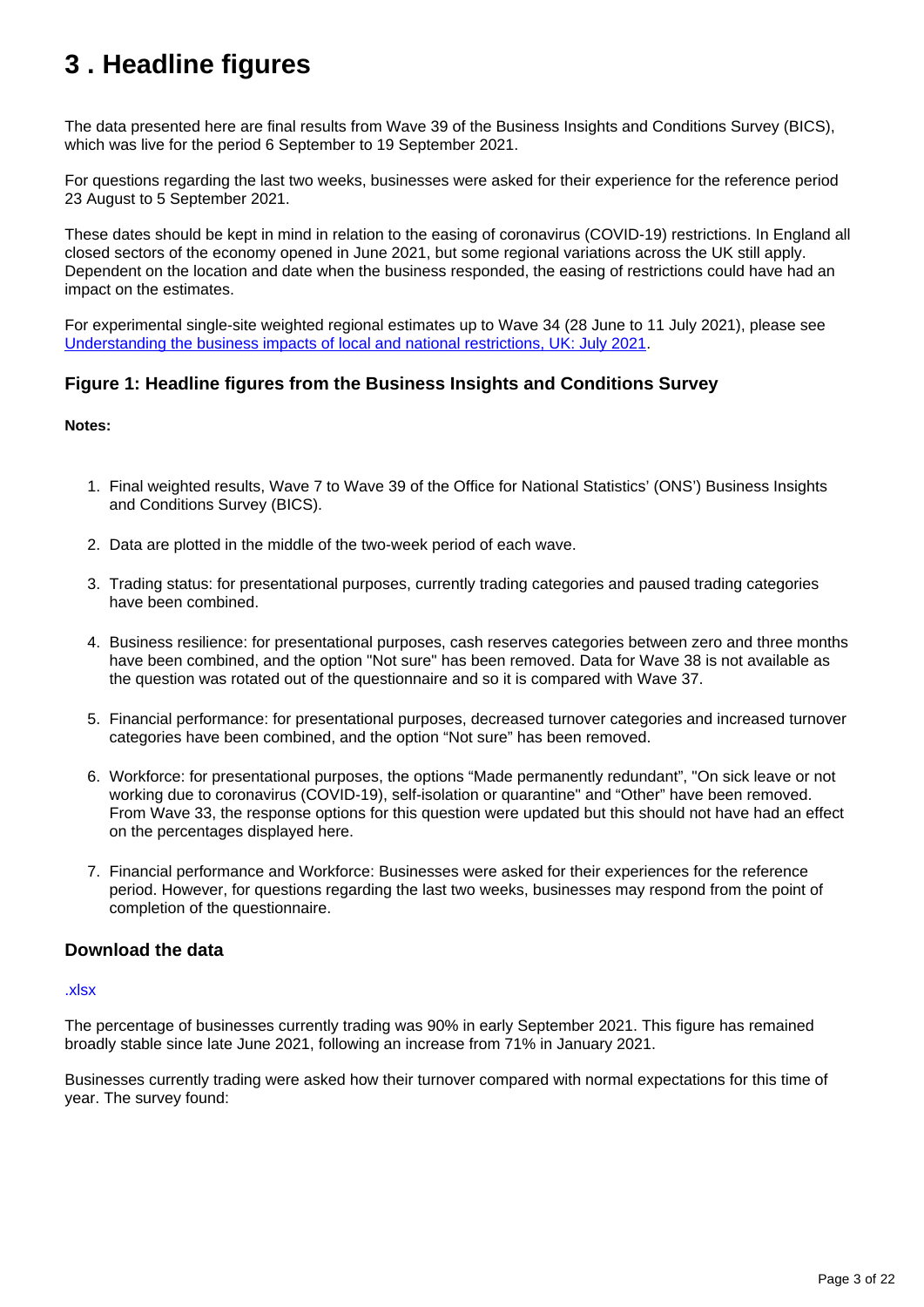# 3 . Headline figures

The data presented here are final results from Wave 39 of the Business Insights and Conditions Survey (BICS), which was live for the period 6 September to 19 September 2021.

For questions regarding the last two weeks, businesses were asked for their experience for the reference period 23 August to 5 September 2021.

These dates should be kept in mind in relation to the easing of coronavirus (COVID-19) restrictions. In England all closed sectors of the economy opened in June 2021, but some regional variations across the UK still apply. Dependent on the location and date when the business responded, the easing of restrictions could have had an impact on the estimates.

For experimental single-site weighted regional estimates up to Wave 34 (28 June to 11 July 2021), please see [Understanding the business impacts of local and national restrictions, UK: July 2021](#).

### Figure 1: Headline figures from the Business Insights and Conditions Survey

**Notes:**

1. Final weighted results, Wave 7 to Wave 39 of the Office for National Statistics' (ONS') Business Insights and Conditions Survey (BICS).
2. Data are plotted in the middle of the two-week period of each wave.
3. Trading status: for presentational purposes, currently trading categories and paused trading categories have been combined.
4. Business resilience: for presentational purposes, cash reserves categories between zero and three months have been combined, and the option "Not sure" has been removed. Data for Wave 38 is not available as the question was rotated out of the questionnaire and so it is compared with Wave 37.
5. Financial performance: for presentational purposes, decreased turnover categories and increased turnover categories have been combined, and the option "Not sure" has been removed.
6. Workforce: for presentational purposes, the options "Made permanently redundant", "On sick leave or not working due to coronavirus (COVID-19), self-isolation or quarantine" and "Other" have been removed. From Wave 33, the response options for this question were updated but this should not have had an effect on the percentages displayed here.
7. Financial performance and Workforce: Businesses were asked for their experiences for the reference period. However, for questions regarding the last two weeks, businesses may respond from the point of completion of the questionnaire.

### Download the data

[.xlsx](#)

The percentage of businesses currently trading was 90% in early September 2021. This figure has remained broadly stable since late June 2021, following an increase from 71% in January 2021.

Businesses currently trading were asked how their turnover compared with normal expectations for this time of year. The survey found: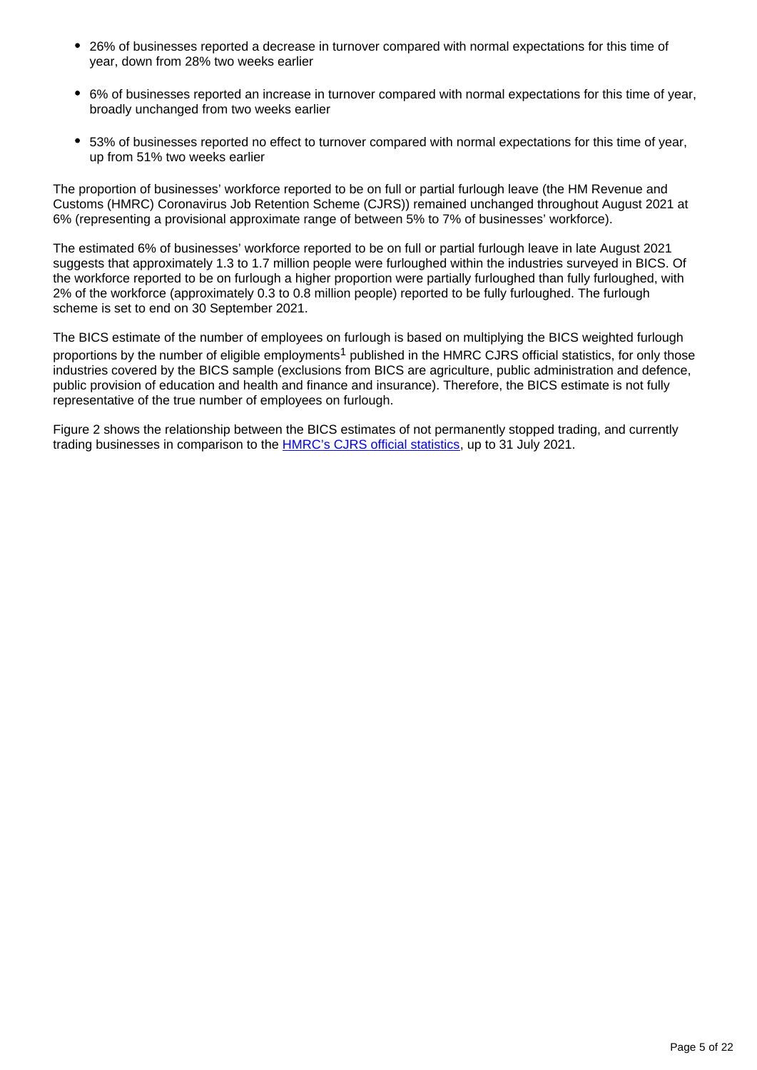- 26% of businesses reported a decrease in turnover compared with normal expectations for this time of year, down from 28% two weeks earlier
- 6% of businesses reported an increase in turnover compared with normal expectations for this time of year, broadly unchanged from two weeks earlier
- 53% of businesses reported no effect to turnover compared with normal expectations for this time of year, up from 51% two weeks earlier

The proportion of businesses' workforce reported to be on full or partial furlough leave (the HM Revenue and Customs (HMRC) Coronavirus Job Retention Scheme (CJRS)) remained unchanged throughout August 2021 at 6% (representing a provisional approximate range of between 5% to 7% of businesses' workforce).

The estimated 6% of businesses' workforce reported to be on full or partial furlough leave in late August 2021 suggests that approximately 1.3 to 1.7 million people were furloughed within the industries surveyed in BICS. Of the workforce reported to be on furlough a higher proportion were partially furloughed than fully furloughed, with 2% of the workforce (approximately 0.3 to 0.8 million people) reported to be fully furloughed. The furlough scheme is set to end on 30 September 2021.

The BICS estimate of the number of employees on furlough is based on multiplying the BICS weighted furlough proportions by the number of eligible employments[1] published in the HMRC CJRS official statistics, for only those industries covered by the BICS sample (exclusions from BICS are agriculture, public administration and defence, public provision of education and health and finance and insurance). Therefore, the BICS estimate is not fully representative of the true number of employees on furlough.

Figure 2 shows the relationship between the BICS estimates of not permanently stopped trading, and currently trading businesses in comparison to the [HMRC's CJRS official statistics](), up to 31 July 2021.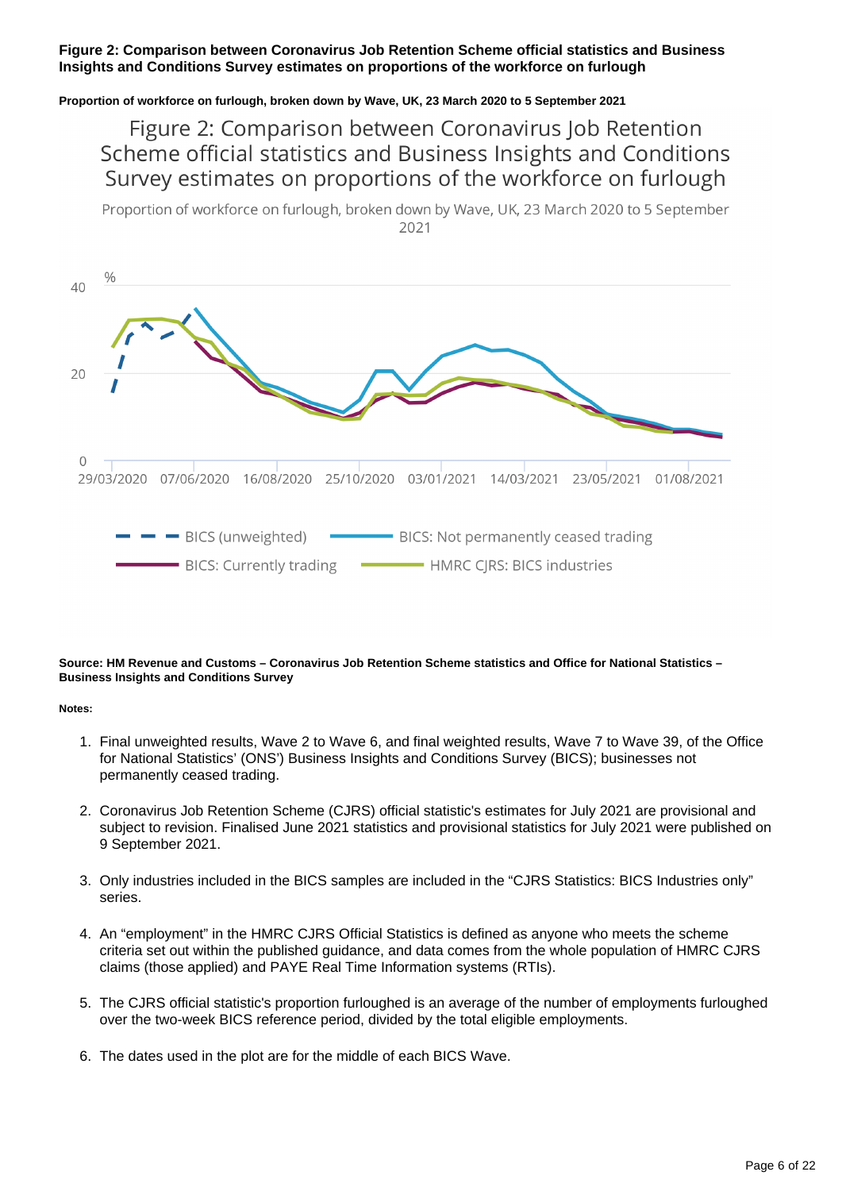**Figure 2: Comparison between Coronavirus Job Retention Scheme official statistics and Business Insights and Conditions Survey estimates on proportions of the workforce on furlough**

**Proportion of workforce on furlough, broken down by Wave, UK, 23 March 2020 to 5 September 2021**

**Source: HM Revenue and Customs – Coronavirus Job Retention Scheme statistics and Office for National Statistics – Business Insights and Conditions Survey**

**Notes:**

1. Final unweighted results, Wave 2 to Wave 6, and final weighted results, Wave 7 to Wave 39, of the Office for National Statistics' (ONS') Business Insights and Conditions Survey (BICS); businesses not permanently ceased trading.
2. Coronavirus Job Retention Scheme (CJRS) official statistic's estimates for July 2021 are provisional and subject to revision. Finalised June 2021 statistics and provisional statistics for July 2021 were published on 9 September 2021.
3. Only industries included in the BICS samples are included in the "CJRS Statistics: BICS Industries only" series.
4. An "employment" in the HMRC CJRS Official Statistics is defined as anyone who meets the scheme criteria set out within the published guidance, and data comes from the whole population of HMRC CJRS claims (those applied) and PAYE Real Time Information systems (RTIs).
5. The CJRS official statistic's proportion furloughed is an average of the number of employments furloughed over the two-week BICS reference period, divided by the total eligible employments.
6. The dates used in the plot are for the middle of each BICS Wave.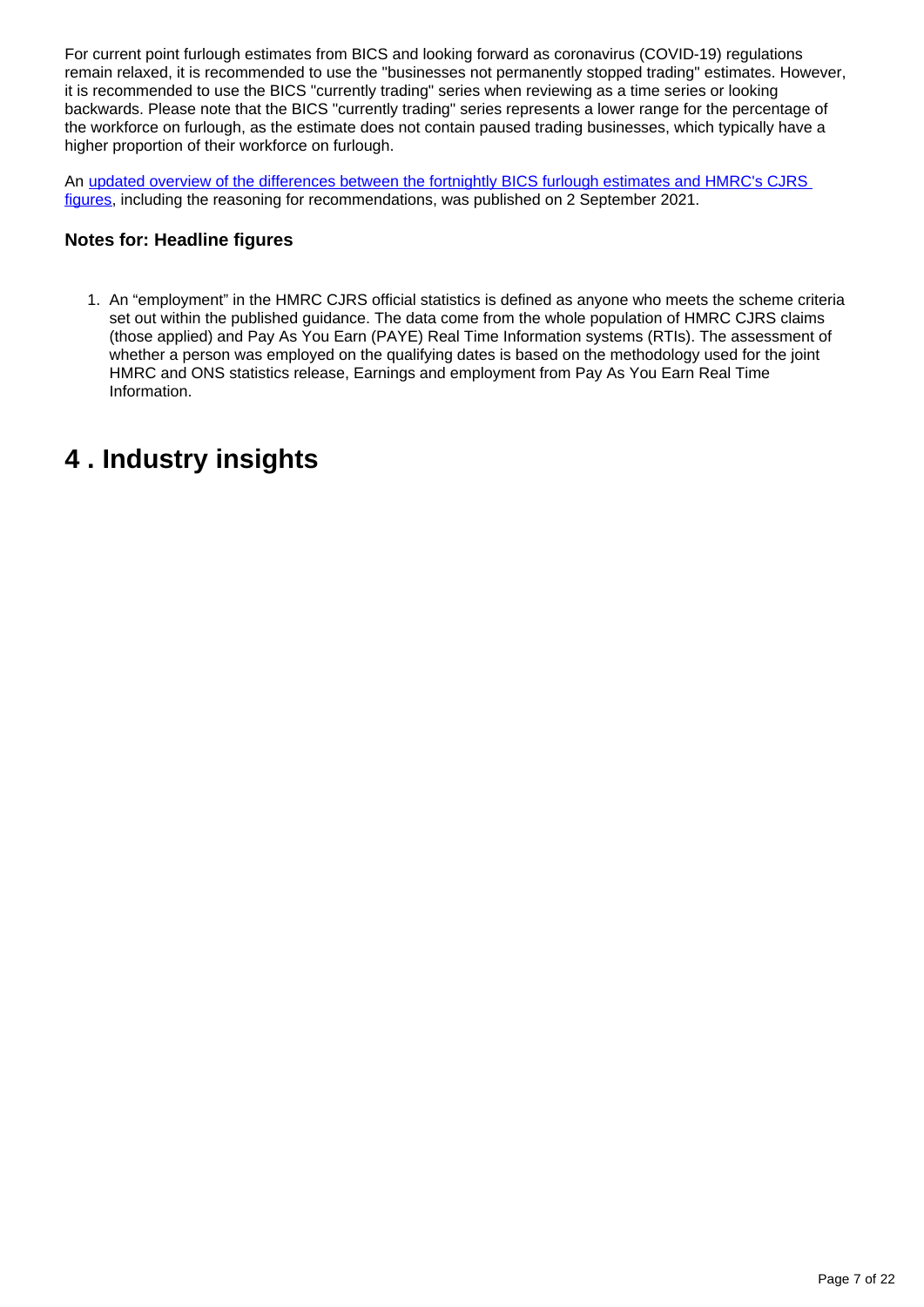For current point furlough estimates from BICS and looking forward as coronavirus (COVID-19) regulations remain relaxed, it is recommended to use the "businesses not permanently stopped trading" estimates. However, it is recommended to use the BICS "currently trading" series when reviewing as a time series or looking backwards. Please note that the BICS "currently trading" series represents a lower range for the percentage of the workforce on furlough, as the estimate does not contain paused trading businesses, which typically have a higher proportion of their workforce on furlough.

An updated overview of the differences between the fortnightly BICS furlough estimates and HMRC's CJRS figures, including the reasoning for recommendations, was published on 2 September 2021.

### Notes for: Headline figures

1. An "employment" in the HMRC CJRS official statistics is defined as anyone who meets the scheme criteria set out within the published guidance. The data come from the whole population of HMRC CJRS claims (those applied) and Pay As You Earn (PAYE) Real Time Information systems (RTIs). The assessment of whether a person was employed on the qualifying dates is based on the methodology used for the joint HMRC and ONS statistics release, Earnings and employment from Pay As You Earn Real Time Information.

## 4 . Industry insights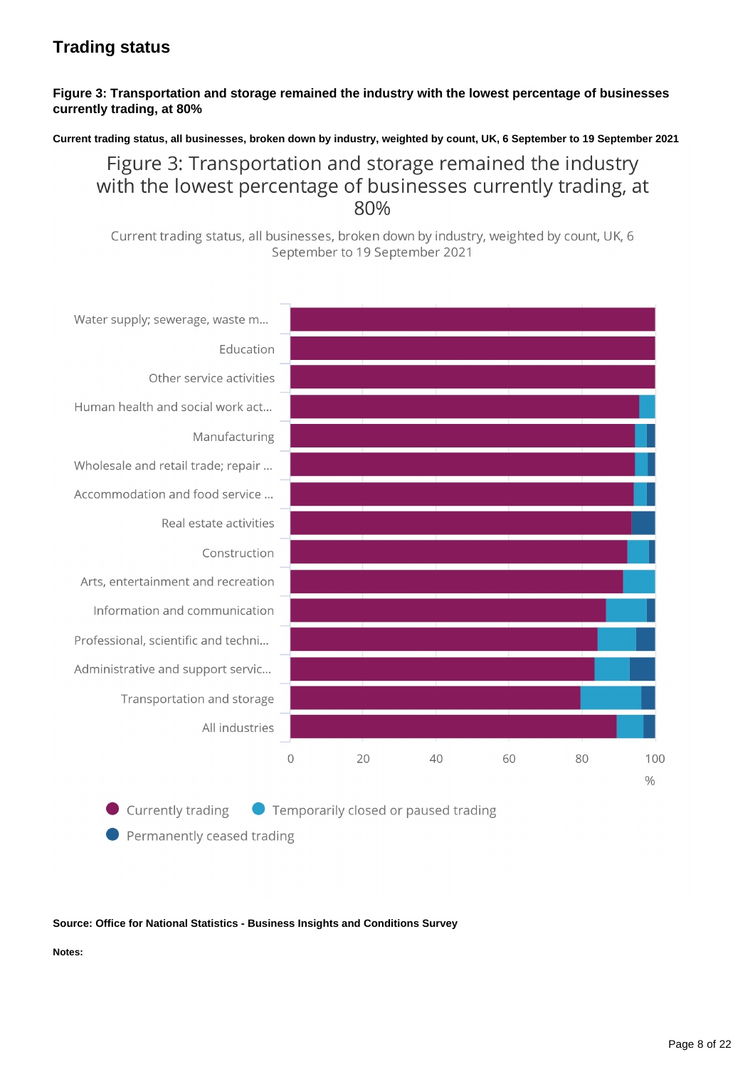## Trading status

**Figure 3: Transportation and storage remained the industry with the lowest percentage of businesses currently trading, at 80%**

**Current trading status, all businesses, broken down by industry, weighted by count, UK, 6 September to 19 September 2021**

Figure 3: Transportation and storage remained the industry with the lowest percentage of businesses currently trading, at 80%

Current trading status, all businesses, broken down by industry, weighted by count, UK, 6 September to 19 September 2021

Water supply; sewerage, waste m...
Education
Other service activities
Human health and social work act...
Manufacturing
Wholesale and retail trade; repair ...
Accommodation and food service ...
Real estate activities
Construction
Arts, entertainment and recreation
Information and communication
Professional, scientific and techni...
Administrative and support servic...
Transportation and storage
All industries

0 20 40 60 80 100
%

Currently trading
Temporarily closed or paused trading
Permanently ceased trading

**Source: Office for National Statistics - Business Insights and Conditions Survey**

**Notes:**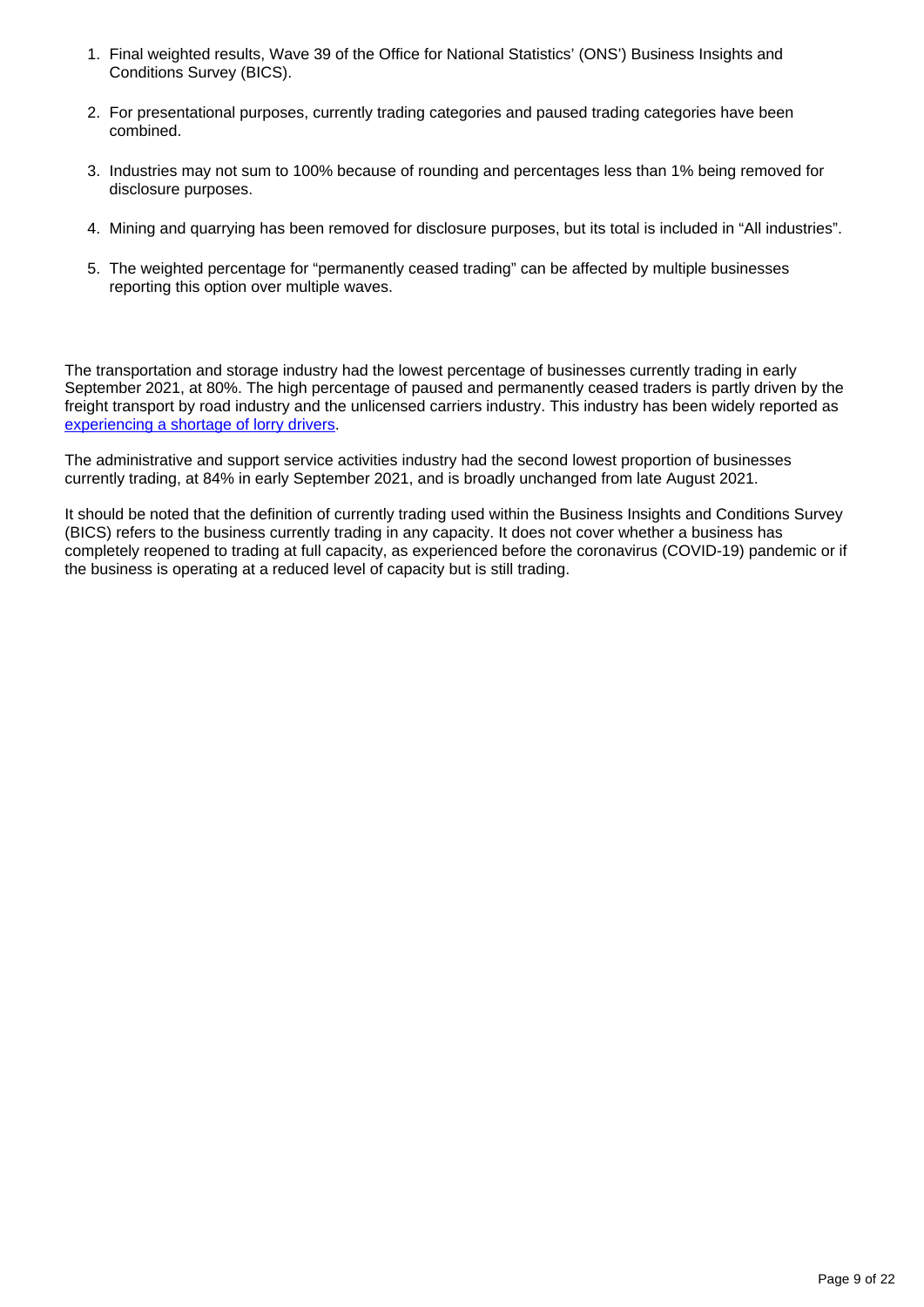1. Final weighted results, Wave 39 of the Office for National Statistics' (ONS') Business Insights and Conditions Survey (BICS).
2. For presentational purposes, currently trading categories and paused trading categories have been combined.
3. Industries may not sum to 100% because of rounding and percentages less than 1% being removed for disclosure purposes.
4. Mining and quarrying has been removed for disclosure purposes, but its total is included in "All industries".
5. The weighted percentage for "permanently ceased trading" can be affected by multiple businesses reporting this option over multiple waves.

The transportation and storage industry had the lowest percentage of businesses currently trading in early September 2021, at 80%. The high percentage of paused and permanently ceased traders is partly driven by the freight transport by road industry and the unlicensed carriers industry. This industry has been widely reported as experiencing a shortage of lorry drivers.

The administrative and support service activities industry had the second lowest proportion of businesses currently trading, at 84% in early September 2021, and is broadly unchanged from late August 2021.

It should be noted that the definition of currently trading used within the Business Insights and Conditions Survey (BICS) refers to the business currently trading in any capacity. It does not cover whether a business has completely reopened to trading at full capacity, as experienced before the coronavirus (COVID-19) pandemic or if the business is operating at a reduced level of capacity but is still trading.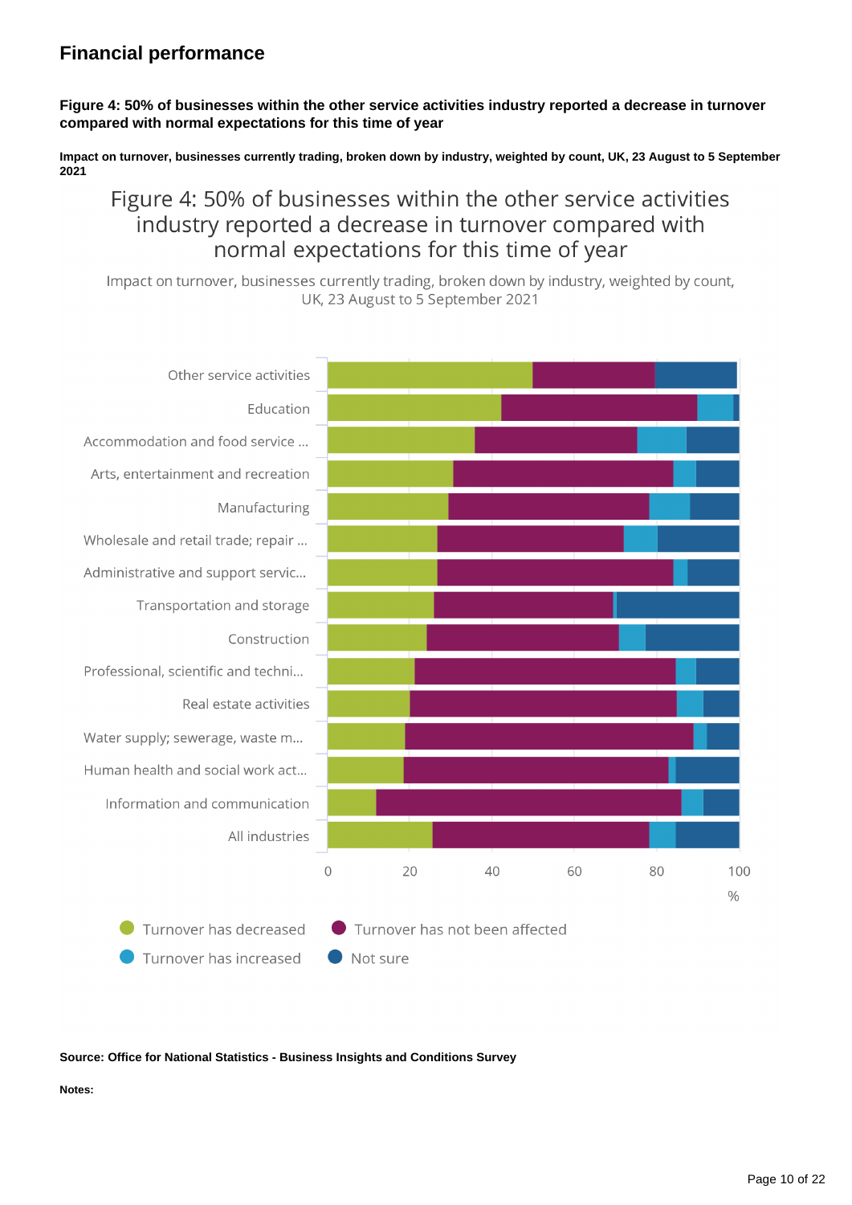## Financial performance

**Figure 4: 50% of businesses within the other service activities industry reported a decrease in turnover compared with normal expectations for this time of year**

**Impact on turnover, businesses currently trading, broken down by industry, weighted by count, UK, 23 August to 5 September 2021**

Figure 4: 50% of businesses within the other service activities industry reported a decrease in turnover compared with normal expectations for this time of year

Impact on turnover, businesses currently trading, broken down by industry, weighted by count, UK, 23 August to 5 September 2021

Other service activities
Education
Accommodation and food service ...
Arts, entertainment and recreation
Manufacturing
Wholesale and retail trade; repair ...
Administrative and support servic...
Transportation and storage
Construction
Professional, scientific and techni...
Real estate activities
Water supply; sewerage, waste m...
Human health and social work act...
Information and communication
All industries

0 20 40 60 80 100
%

Turnover has decreased
Turnover has not been affected
Turnover has increased
Not sure

**Source: Office for National Statistics - Business Insights and Conditions Survey**

**Notes:**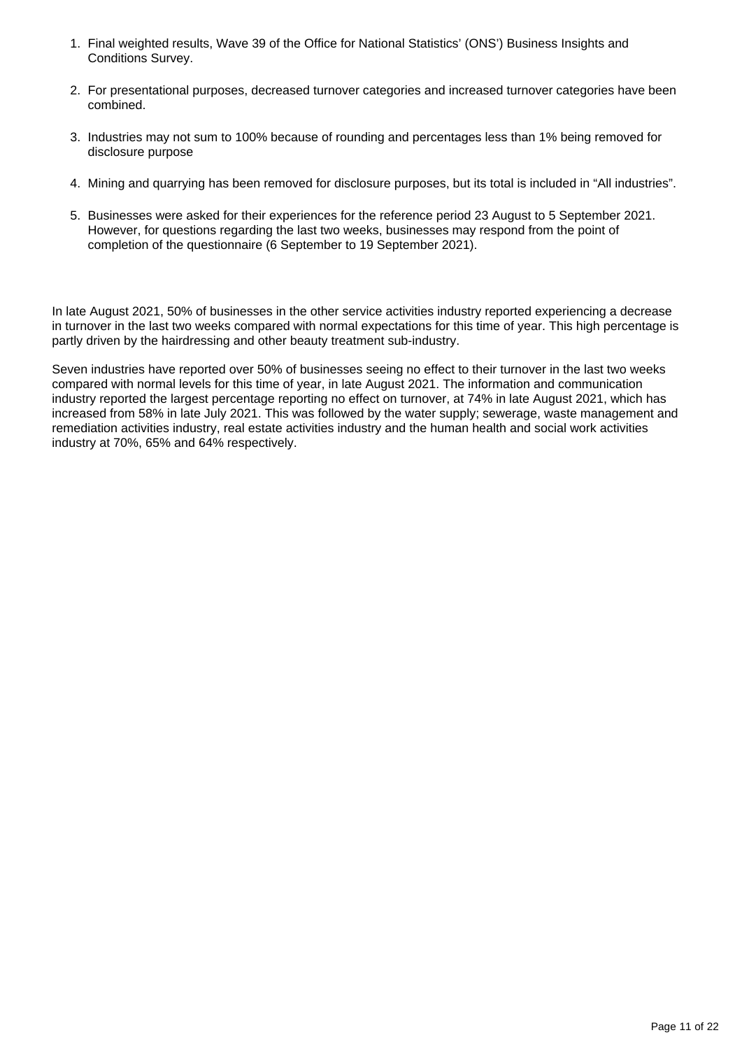1. Final weighted results, Wave 39 of the Office for National Statistics' (ONS') Business Insights and Conditions Survey.

2. For presentational purposes, decreased turnover categories and increased turnover categories have been combined.

3. Industries may not sum to 100% because of rounding and percentages less than 1% being removed for disclosure purpose

4. Mining and quarrying has been removed for disclosure purposes, but its total is included in "All industries".

5. Businesses were asked for their experiences for the reference period 23 August to 5 September 2021. However, for questions regarding the last two weeks, businesses may respond from the point of completion of the questionnaire (6 September to 19 September 2021).

In late August 2021, 50% of businesses in the other service activities industry reported experiencing a decrease in turnover in the last two weeks compared with normal expectations for this time of year. This high percentage is partly driven by the hairdressing and other beauty treatment sub-industry.

Seven industries have reported over 50% of businesses seeing no effect to their turnover in the last two weeks compared with normal levels for this time of year, in late August 2021. The information and communication industry reported the largest percentage reporting no effect on turnover, at 74% in late August 2021, which has increased from 58% in late July 2021. This was followed by the water supply; sewerage, waste management and remediation activities industry, real estate activities industry and the human health and social work activities industry at 70%, 65% and 64% respectively.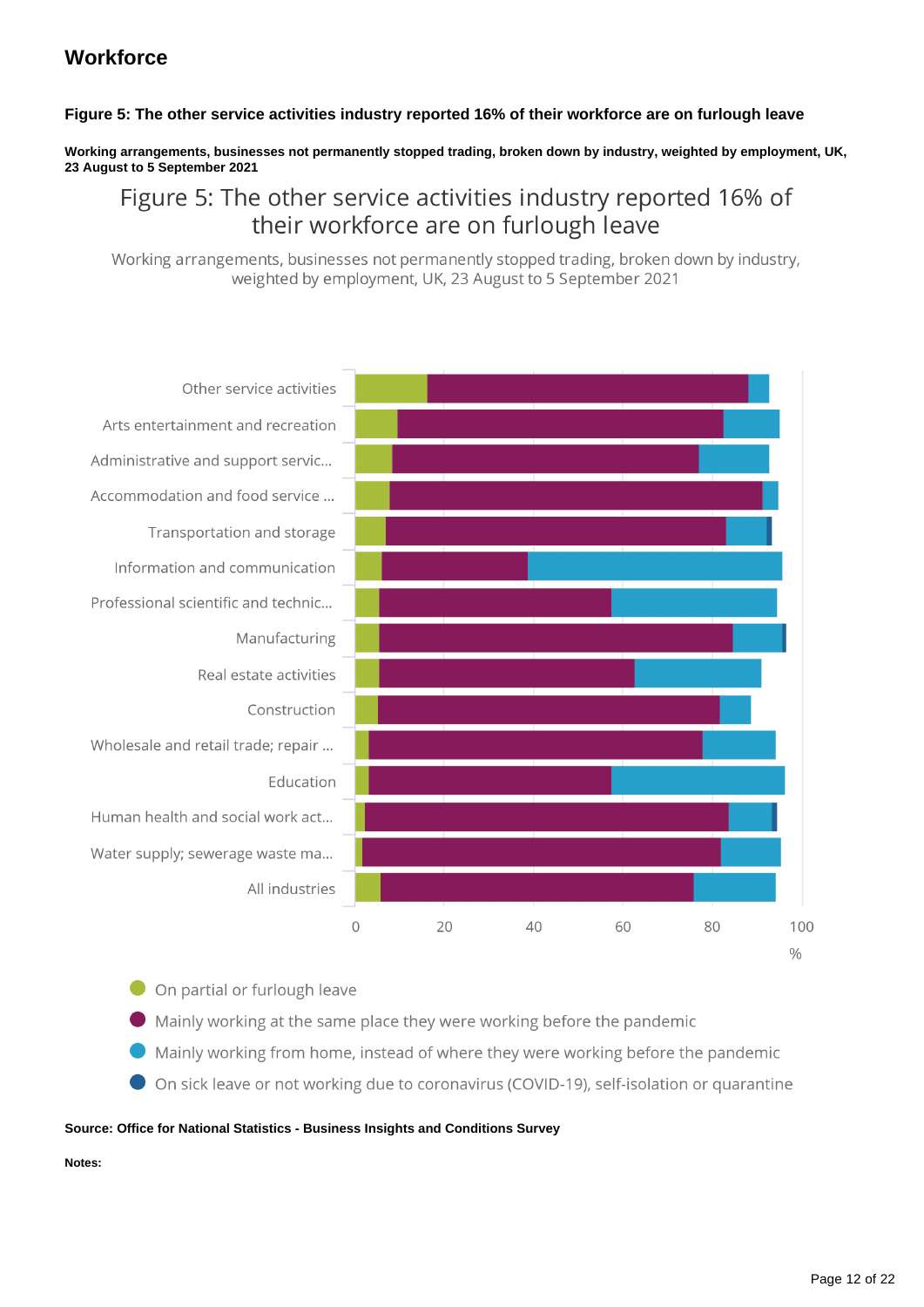## Workforce

**Figure 5: The other service activities industry reported 16% of their workforce are on furlough leave**

**Working arrangements, businesses not permanently stopped trading, broken down by industry, weighted by employment, UK, 23 August to 5 September 2021**

Figure 5: The other service activities industry reported 16% of their workforce are on furlough leave

Working arrangements, businesses not permanently stopped trading, broken down by industry, weighted by employment, UK, 23 August to 5 September 2021

Other service activities
Arts entertainment and recreation
Administrative and support servic...
Accommodation and food service ...
Transportation and storage
Information and communication
Professional scientific and technic...
Manufacturing
Real estate activities
Construction
Wholesale and retail trade; repair ...
Education
Human health and social work act...
Water supply; sewerage waste ma...
All industries

0 20 40 60 80 100
%

- On partial or furlough leave
- Mainly working at the same place they were working before the pandemic
- Mainly working from home, instead of where they were working before the pandemic
- On sick leave or not working due to coronavirus (COVID-19), self-isolation or quarantine

**Source: Office for National Statistics - Business Insights and Conditions Survey**

**Notes:**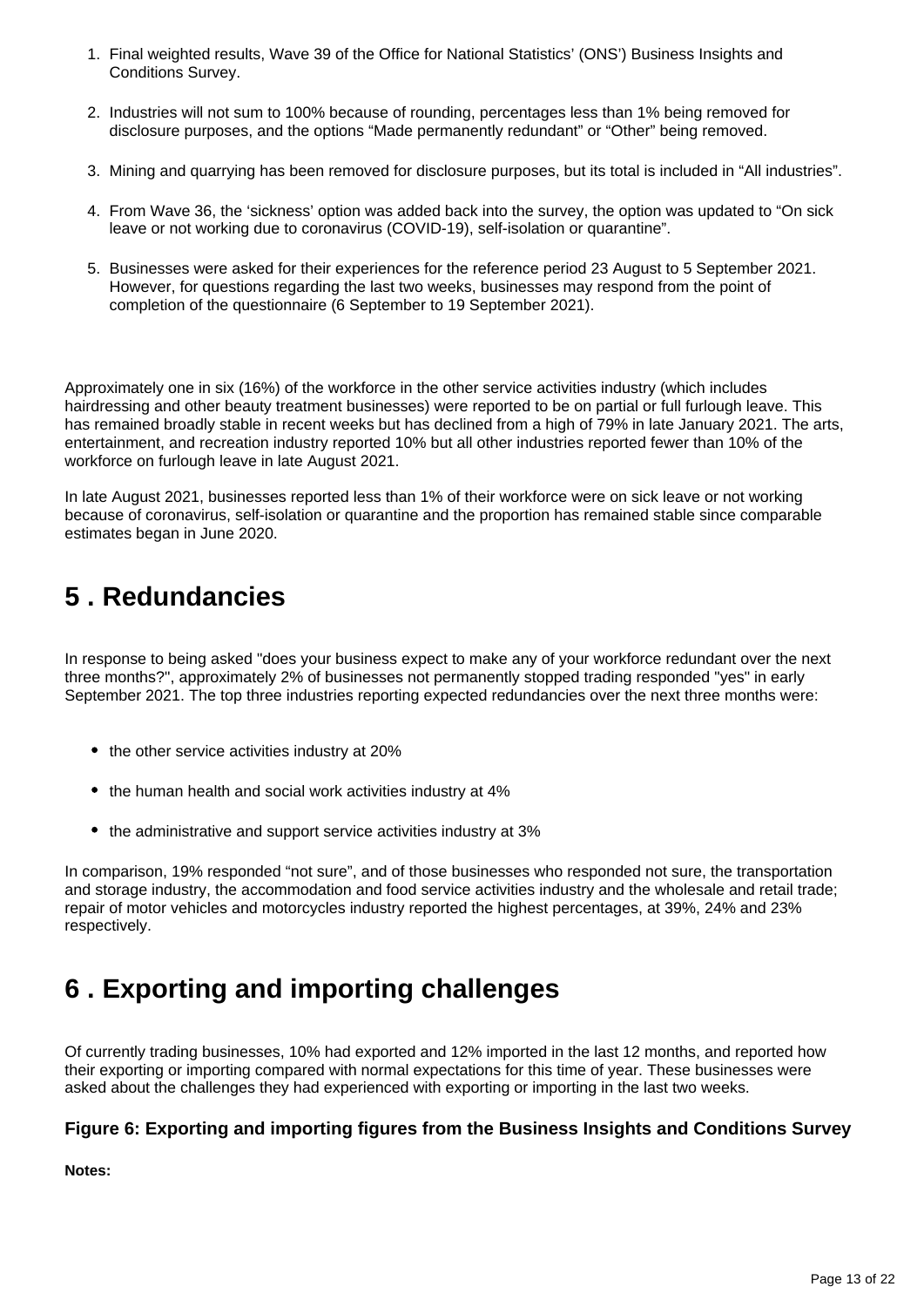1. Final weighted results, Wave 39 of the Office for National Statistics' (ONS') Business Insights and Conditions Survey.
2. Industries will not sum to 100% because of rounding, percentages less than 1% being removed for disclosure purposes, and the options "Made permanently redundant" or "Other" being removed.
3. Mining and quarrying has been removed for disclosure purposes, but its total is included in "All industries".
4. From Wave 36, the 'sickness' option was added back into the survey, the option was updated to "On sick leave or not working due to coronavirus (COVID-19), self-isolation or quarantine".
5. Businesses were asked for their experiences for the reference period 23 August to 5 September 2021. However, for questions regarding the last two weeks, businesses may respond from the point of completion of the questionnaire (6 September to 19 September 2021).

Approximately one in six (16%) of the workforce in the other service activities industry (which includes hairdressing and other beauty treatment businesses) were reported to be on partial or full furlough leave. This has remained broadly stable in recent weeks but has declined from a high of 79% in late January 2021. The arts, entertainment, and recreation industry reported 10% but all other industries reported fewer than 10% of the workforce on furlough leave in late August 2021.

In late August 2021, businesses reported less than 1% of their workforce were on sick leave or not working because of coronavirus, self-isolation or quarantine and the proportion has remained stable since comparable estimates began in June 2020.

## 5 . Redundancies

In response to being asked "does your business expect to make any of your workforce redundant over the next three months?", approximately 2% of businesses not permanently stopped trading responded "yes" in early September 2021. The top three industries reporting expected redundancies over the next three months were:

- the other service activities industry at 20%
- the human health and social work activities industry at 4%
- the administrative and support service activities industry at 3%

In comparison, 19% responded "not sure", and of those businesses who responded not sure, the transportation and storage industry, the accommodation and food service activities industry and the wholesale and retail trade; repair of motor vehicles and motorcycles industry reported the highest percentages, at 39%, 24% and 23% respectively.

## 6 . Exporting and importing challenges

Of currently trading businesses, 10% had exported and 12% imported in the last 12 months, and reported how their exporting or importing compared with normal expectations for this time of year. These businesses were asked about the challenges they had experienced with exporting or importing in the last two weeks.

### Figure 6: Exporting and importing figures from the Business Insights and Conditions Survey

**Notes:**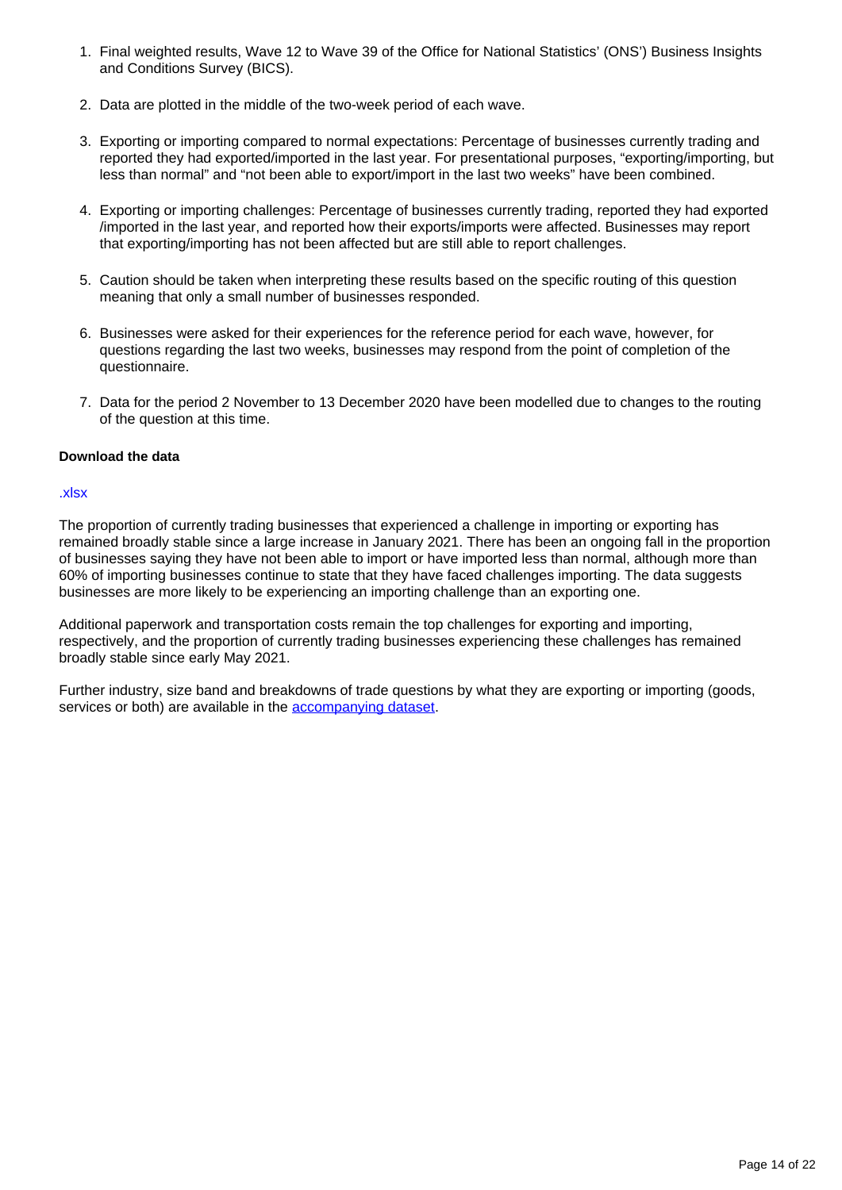1. Final weighted results, Wave 12 to Wave 39 of the Office for National Statistics' (ONS') Business Insights and Conditions Survey (BICS).

2. Data are plotted in the middle of the two-week period of each wave.

3. Exporting or importing compared to normal expectations: Percentage of businesses currently trading and reported they had exported/imported in the last year. For presentational purposes, "exporting/importing, but less than normal" and "not been able to export/import in the last two weeks" have been combined.

4. Exporting or importing challenges: Percentage of businesses currently trading, reported they had exported /imported in the last year, and reported how their exports/imports were affected. Businesses may report that exporting/importing has not been affected but are still able to report challenges.

5. Caution should be taken when interpreting these results based on the specific routing of this question meaning that only a small number of businesses responded.

6. Businesses were asked for their experiences for the reference period for each wave, however, for questions regarding the last two weeks, businesses may respond from the point of completion of the questionnaire.

7. Data for the period 2 November to 13 December 2020 have been modelled due to changes to the routing of the question at this time.

**Download the data**

.xlsx

The proportion of currently trading businesses that experienced a challenge in importing or exporting has remained broadly stable since a large increase in January 2021. There has been an ongoing fall in the proportion of businesses saying they have not been able to import or have imported less than normal, although more than 60% of importing businesses continue to state that they have faced challenges importing. The data suggests businesses are more likely to be experiencing an importing challenge than an exporting one.

Additional paperwork and transportation costs remain the top challenges for exporting and importing, respectively, and the proportion of currently trading businesses experiencing these challenges has remained broadly stable since early May 2021.

Further industry, size band and breakdowns of trade questions by what they are exporting or importing (goods, services or both) are available in the accompanying dataset.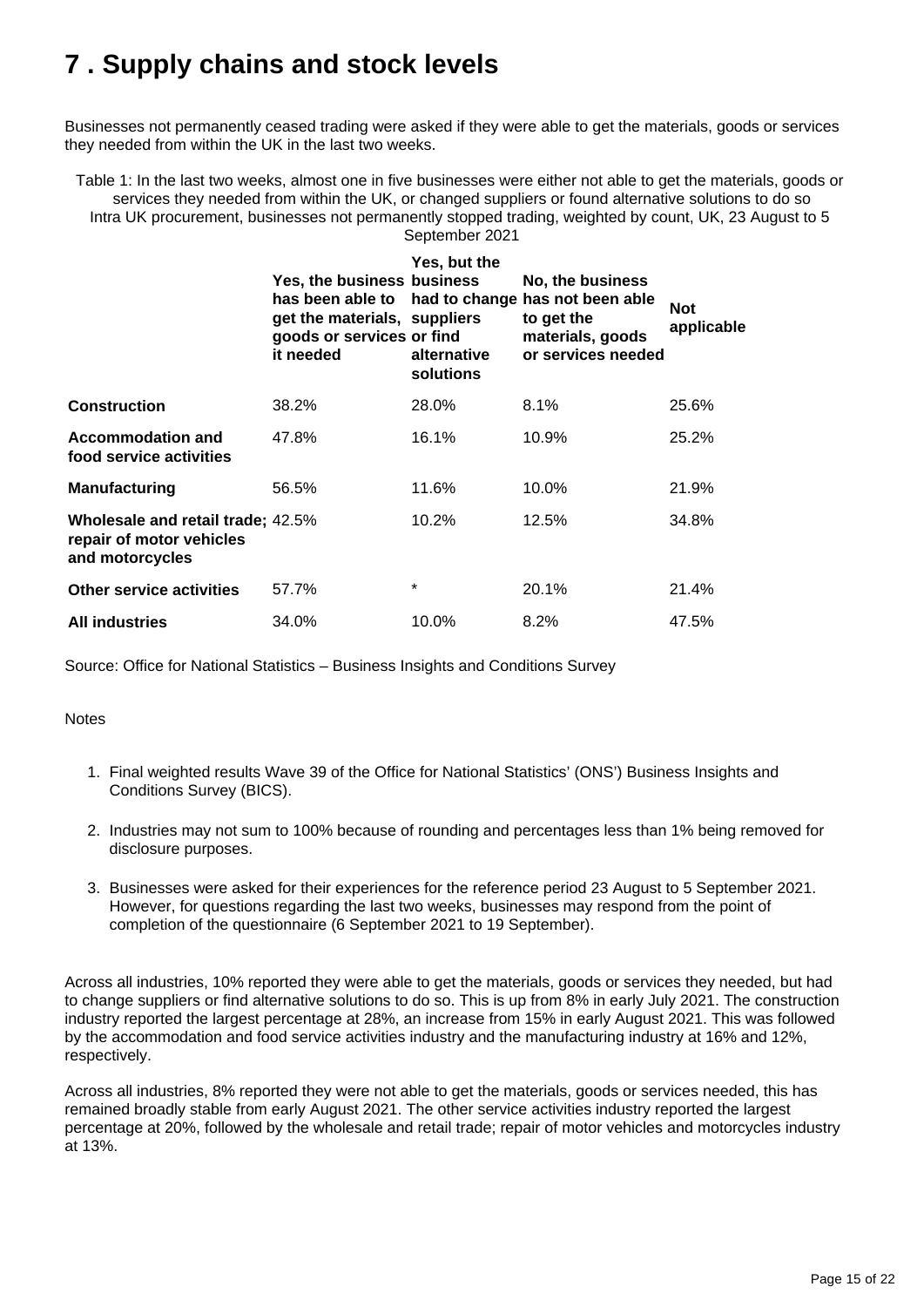# 7 . Supply chains and stock levels

Businesses not permanently ceased trading were asked if they were able to get the materials, goods or services they needed from within the UK in the last two weeks.

Table 1: In the last two weeks, almost one in five businesses were either not able to get the materials, goods or services they needed from within the UK, or changed suppliers or found alternative solutions to do so
Intra UK procurement, businesses not permanently stopped trading, weighted by count, UK, 23 August to 5 September 2021

| | Yes, the business has been able to get the materials, goods or services it needed | Yes, but the business had to change suppliers or find alternative solutions | No, the business has not been able to get the materials, goods or services needed | Not applicable |
|---|---|---|---|---|
| **Construction** | 38.2% | 28.0% | 8.1% | 25.6% |
| **Accommodation and food service activities** | 47.8% | 16.1% | 10.9% | 25.2% |
| **Manufacturing** | 56.5% | 11.6% | 10.0% | 21.9% |
| **Wholesale and retail trade; repair of motor vehicles and motorcycles** | 42.5% | 10.2% | 12.5% | 34.8% |
| **Other service activities** | 57.7% | * | 20.1% | 21.4% |
| **All industries** | 34.0% | 10.0% | 8.2% | 47.5% |

Source: Office for National Statistics – Business Insights and Conditions Survey

Notes

1. Final weighted results Wave 39 of the Office for National Statistics' (ONS') Business Insights and Conditions Survey (BICS).
2. Industries may not sum to 100% because of rounding and percentages less than 1% being removed for disclosure purposes.
3. Businesses were asked for their experiences for the reference period 23 August to 5 September 2021. However, for questions regarding the last two weeks, businesses may respond from the point of completion of the questionnaire (6 September 2021 to 19 September).

Across all industries, 10% reported they were able to get the materials, goods or services they needed, but had to change suppliers or find alternative solutions to do so. This is up from 8% in early July 2021. The construction industry reported the largest percentage at 28%, an increase from 15% in early August 2021. This was followed by the accommodation and food service activities industry and the manufacturing industry at 16% and 12%, respectively.

Across all industries, 8% reported they were not able to get the materials, goods or services needed, this has remained broadly stable from early August 2021. The other service activities industry reported the largest percentage at 20%, followed by the wholesale and retail trade; repair of motor vehicles and motorcycles industry at 13%.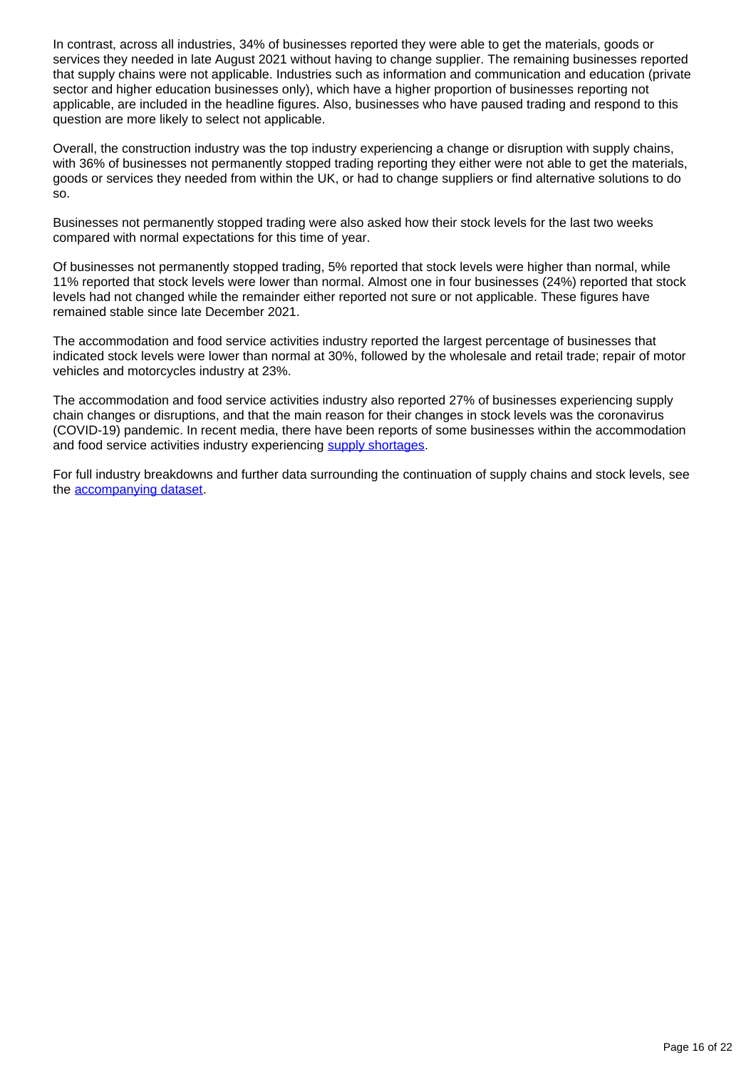In contrast, across all industries, 34% of businesses reported they were able to get the materials, goods or services they needed in late August 2021 without having to change supplier. The remaining businesses reported that supply chains were not applicable. Industries such as information and communication and education (private sector and higher education businesses only), which have a higher proportion of businesses reporting not applicable, are included in the headline figures. Also, businesses who have paused trading and respond to this question are more likely to select not applicable.

Overall, the construction industry was the top industry experiencing a change or disruption with supply chains, with 36% of businesses not permanently stopped trading reporting they either were not able to get the materials, goods or services they needed from within the UK, or had to change suppliers or find alternative solutions to do so.

Businesses not permanently stopped trading were also asked how their stock levels for the last two weeks compared with normal expectations for this time of year.

Of businesses not permanently stopped trading, 5% reported that stock levels were higher than normal, while 11% reported that stock levels were lower than normal. Almost one in four businesses (24%) reported that stock levels had not changed while the remainder either reported not sure or not applicable. These figures have remained stable since late December 2021.

The accommodation and food service activities industry reported the largest percentage of businesses that indicated stock levels were lower than normal at 30%, followed by the wholesale and retail trade; repair of motor vehicles and motorcycles industry at 23%.

The accommodation and food service activities industry also reported 27% of businesses experiencing supply chain changes or disruptions, and that the main reason for their changes in stock levels was the coronavirus (COVID-19) pandemic. In recent media, there have been reports of some businesses within the accommodation and food service activities industry experiencing [supply shortages](#).

For full industry breakdowns and further data surrounding the continuation of supply chains and stock levels, see the [accompanying dataset](#).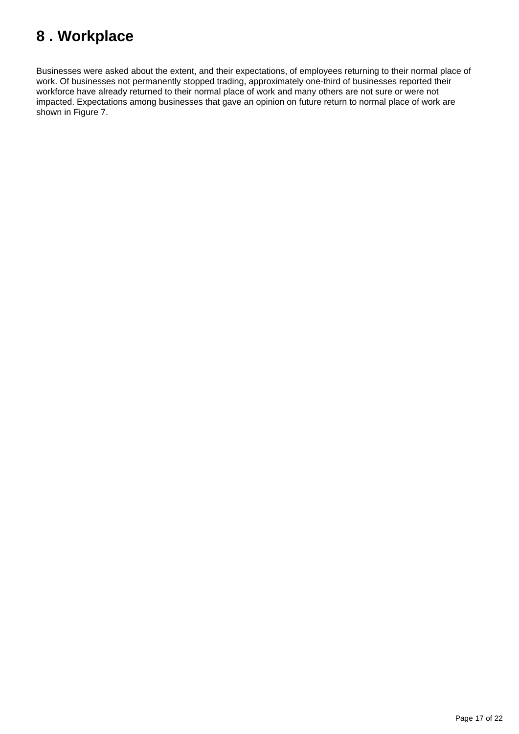# 8 . Workplace

Businesses were asked about the extent, and their expectations, of employees returning to their normal place of work. Of businesses not permanently stopped trading, approximately one-third of businesses reported their workforce have already returned to their normal place of work and many others are not sure or were not impacted. Expectations among businesses that gave an opinion on future return to normal place of work are shown in Figure 7.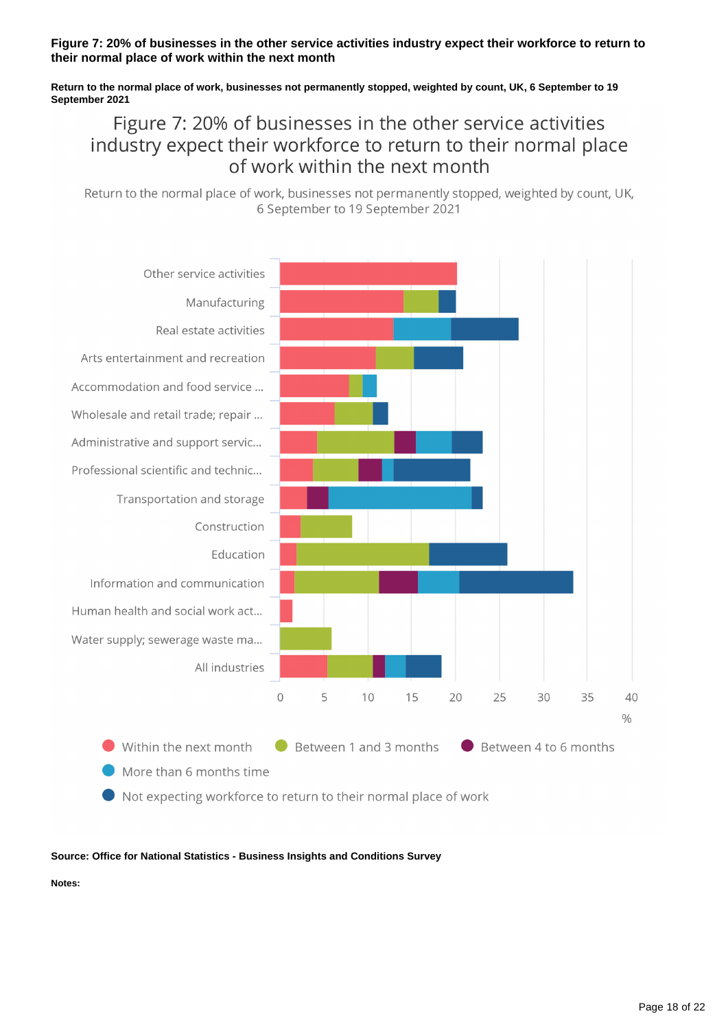**Figure 7: 20% of businesses in the other service activities industry expect their workforce to return to their normal place of work within the next month**

**Return to the normal place of work, businesses not permanently stopped, weighted by count, UK, 6 September to 19 September 2021**

**Source: Office for National Statistics - Business Insights and Conditions Survey**

**Notes:**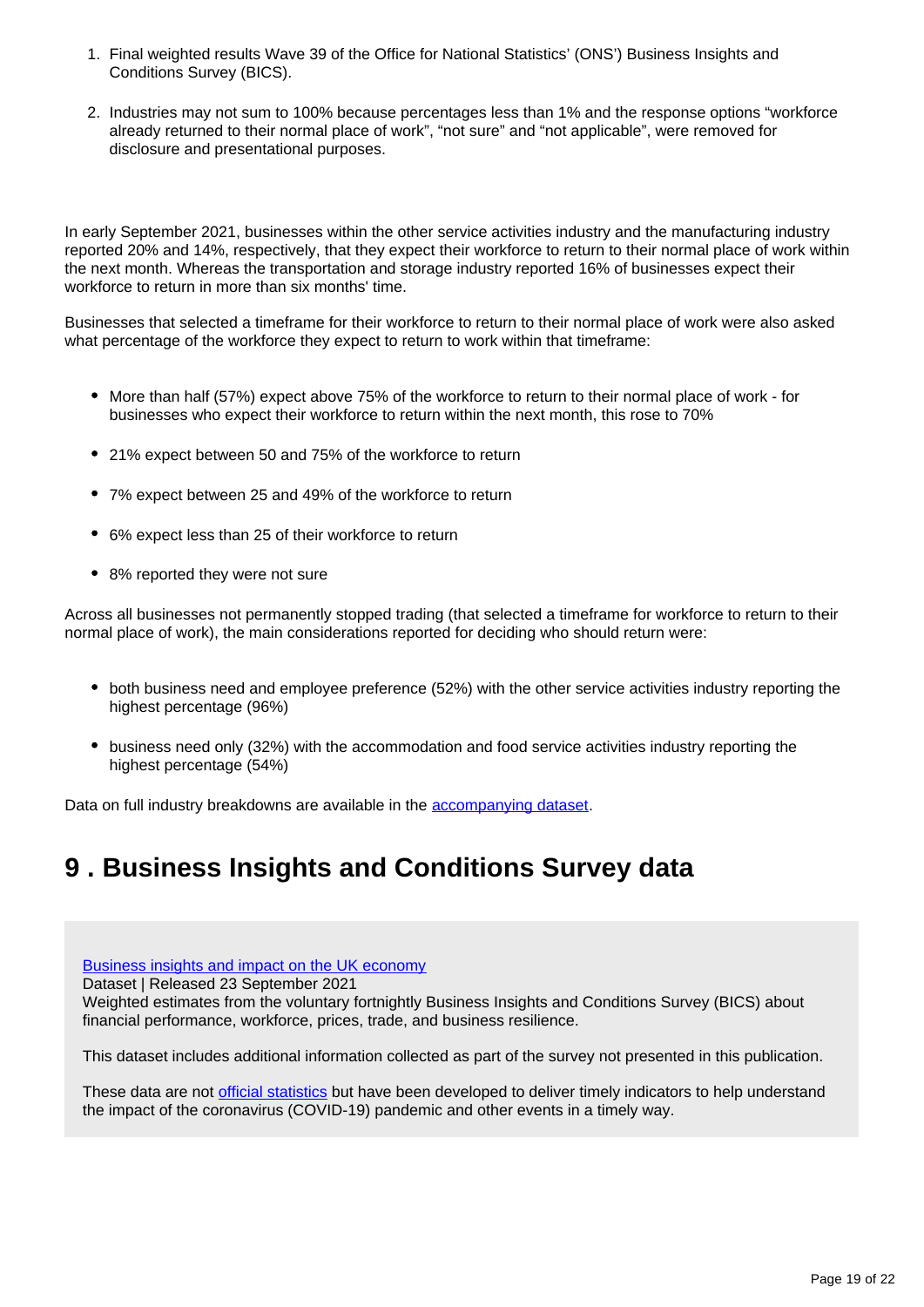1. Final weighted results Wave 39 of the Office for National Statistics' (ONS') Business Insights and Conditions Survey (BICS).

2. Industries may not sum to 100% because percentages less than 1% and the response options "workforce already returned to their normal place of work", "not sure" and "not applicable", were removed for disclosure and presentational purposes.

In early September 2021, businesses within the other service activities industry and the manufacturing industry reported 20% and 14%, respectively, that they expect their workforce to return to their normal place of work within the next month. Whereas the transportation and storage industry reported 16% of businesses expect their workforce to return in more than six months' time.

Businesses that selected a timeframe for their workforce to return to their normal place of work were also asked what percentage of the workforce they expect to return to work within that timeframe:

- More than half (57%) expect above 75% of the workforce to return to their normal place of work - for businesses who expect their workforce to return within the next month, this rose to 70%
- 21% expect between 50 and 75% of the workforce to return
- 7% expect between 25 and 49% of the workforce to return
- 6% expect less than 25 of their workforce to return
- 8% reported they were not sure

Across all businesses not permanently stopped trading (that selected a timeframe for workforce to return to their normal place of work), the main considerations reported for deciding who should return were:

- both business need and employee preference (52%) with the other service activities industry reporting the highest percentage (96%)
- business need only (32%) with the accommodation and food service activities industry reporting the highest percentage (54%)

Data on full industry breakdowns are available in the accompanying dataset.

## 9 . Business Insights and Conditions Survey data

Business insights and impact on the UK economy
Dataset | Released 23 September 2021
Weighted estimates from the voluntary fortnightly Business Insights and Conditions Survey (BICS) about financial performance, workforce, prices, trade, and business resilience.

This dataset includes additional information collected as part of the survey not presented in this publication.

These data are not official statistics but have been developed to deliver timely indicators to help understand the impact of the coronavirus (COVID-19) pandemic and other events in a timely way.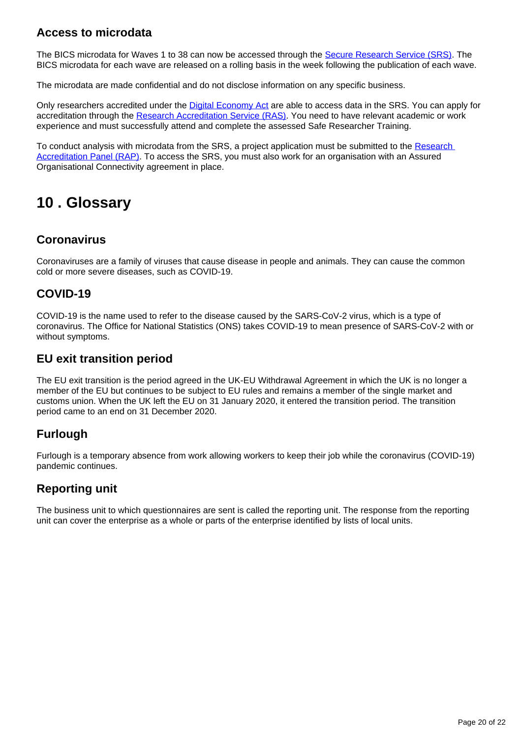### Access to microdata

The BICS microdata for Waves 1 to 38 can now be accessed through the [Secure Research Service (SRS)](). The BICS microdata for each wave are released on a rolling basis in the week following the publication of each wave.

The microdata are made confidential and do not disclose information on any specific business.

Only researchers accredited under the [Digital Economy Act]() are able to access data in the SRS. You can apply for accreditation through the [Research Accreditation Service (RAS)](). You need to have relevant academic or work experience and must successfully attend and complete the assessed Safe Researcher Training.

To conduct analysis with microdata from the SRS, a project application must be submitted to the [Research Accreditation Panel (RAP)](). To access the SRS, you must also work for an organisation with an Assured Organisational Connectivity agreement in place.

## 10 . Glossary

### Coronavirus

Coronaviruses are a family of viruses that cause disease in people and animals. They can cause the common cold or more severe diseases, such as COVID-19.

### COVID-19

COVID-19 is the name used to refer to the disease caused by the SARS-CoV-2 virus, which is a type of coronavirus. The Office for National Statistics (ONS) takes COVID-19 to mean presence of SARS-CoV-2 with or without symptoms.

### EU exit transition period

The EU exit transition is the period agreed in the UK-EU Withdrawal Agreement in which the UK is no longer a member of the EU but continues to be subject to EU rules and remains a member of the single market and customs union. When the UK left the EU on 31 January 2020, it entered the transition period. The transition period came to an end on 31 December 2020.

### Furlough

Furlough is a temporary absence from work allowing workers to keep their job while the coronavirus (COVID-19) pandemic continues.

### Reporting unit

The business unit to which questionnaires are sent is called the reporting unit. The response from the reporting unit can cover the enterprise as a whole or parts of the enterprise identified by lists of local units.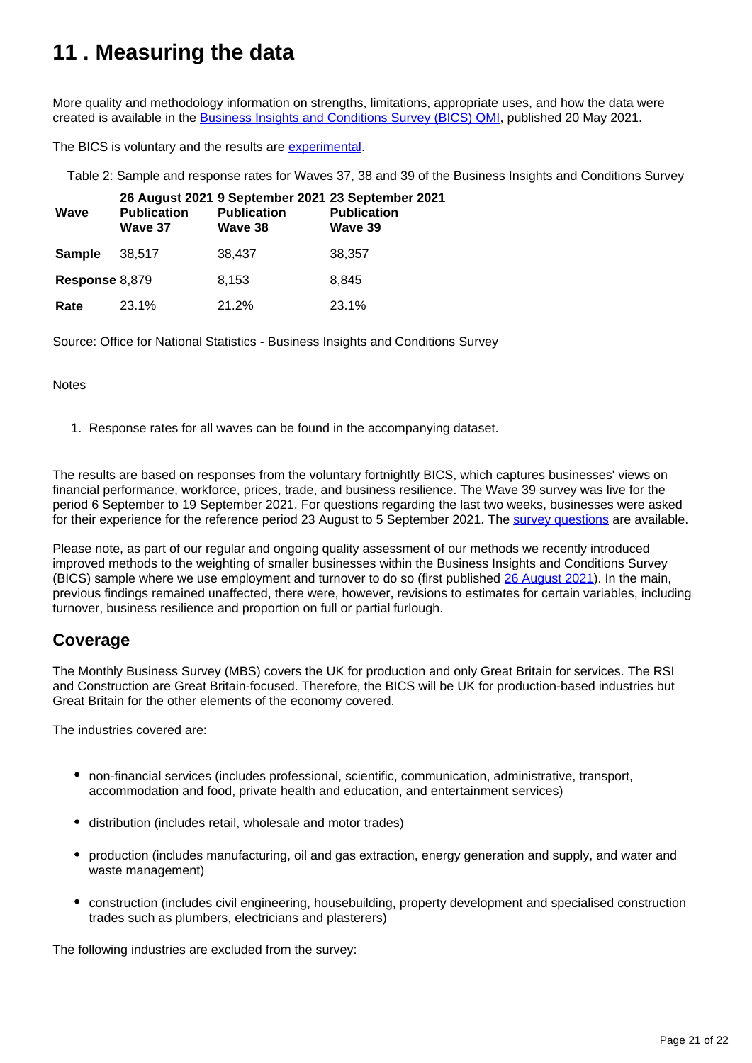## 11 . Measuring the data

More quality and methodology information on strengths, limitations, appropriate uses, and how the data were created is available in the Business Insights and Conditions Survey (BICS) QMI, published 20 May 2021.

The BICS is voluntary and the results are experimental.

Table 2: Sample and response rates for Waves 37, 38 and 39 of the Business Insights and Conditions Survey

| Wave | 26 August 2021 Publication Wave 37 | 9 September 2021 Publication Wave 38 | 23 September 2021 Publication Wave 39 |
|---|---|---|---|
| **Sample** | 38,517 | 38,437 | 38,357 |
| **Response** | 8,879 | 8,153 | 8,845 |
| **Rate** | 23.1% | 21.2% | 23.1% |

Source: Office for National Statistics - Business Insights and Conditions Survey

Notes

1. Response rates for all waves can be found in the accompanying dataset.

The results are based on responses from the voluntary fortnightly BICS, which captures businesses' views on financial performance, workforce, prices, trade, and business resilience. The Wave 39 survey was live for the period 6 September to 19 September 2021. For questions regarding the last two weeks, businesses were asked for their experience for the reference period 23 August to 5 September 2021. The survey questions are available.

Please note, as part of our regular and ongoing quality assessment of our methods we recently introduced improved methods to the weighting of smaller businesses within the Business Insights and Conditions Survey (BICS) sample where we use employment and turnover to do so (first published 26 August 2021). In the main, previous findings remained unaffected, there were, however, revisions to estimates for certain variables, including turnover, business resilience and proportion on full or partial furlough.

### Coverage

The Monthly Business Survey (MBS) covers the UK for production and only Great Britain for services. The RSI and Construction are Great Britain-focused. Therefore, the BICS will be UK for production-based industries but Great Britain for the other elements of the economy covered.

The industries covered are:

- non-financial services (includes professional, scientific, communication, administrative, transport, accommodation and food, private health and education, and entertainment services)
- distribution (includes retail, wholesale and motor trades)
- production (includes manufacturing, oil and gas extraction, energy generation and supply, and water and waste management)
- construction (includes civil engineering, housebuilding, property development and specialised construction trades such as plumbers, electricians and plasterers)

The following industries are excluded from the survey: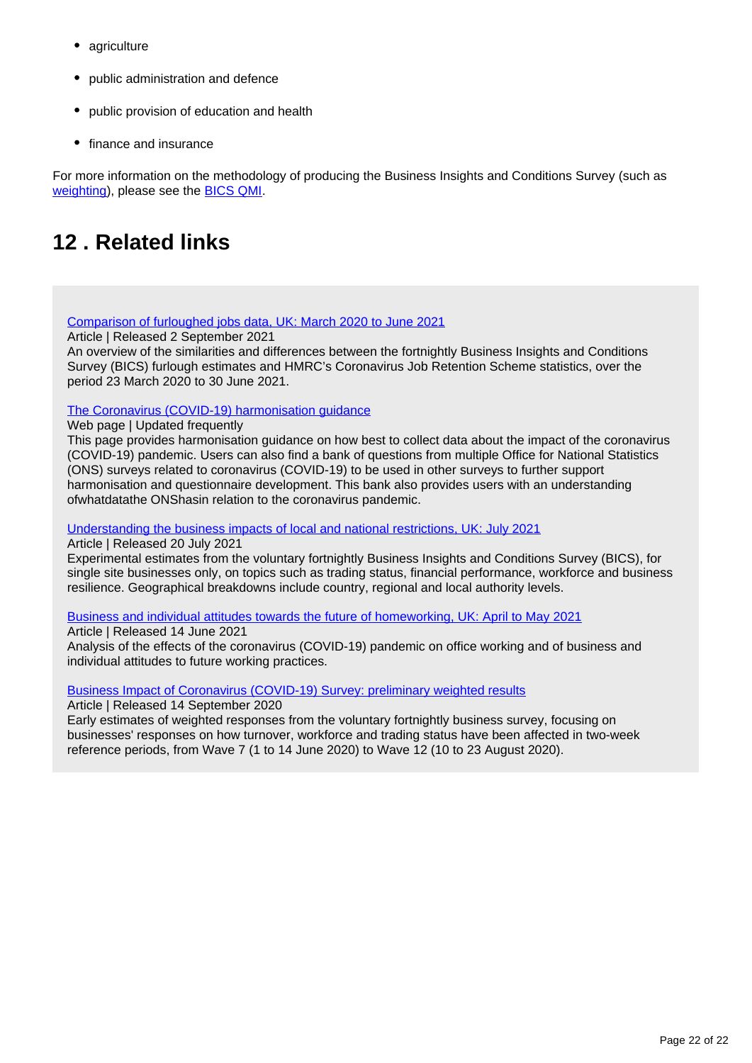- agriculture
- public administration and defence
- public provision of education and health
- finance and insurance

For more information on the methodology of producing the Business Insights and Conditions Survey (such as [weighting](#)), please see the [BICS QMI](#).

## 12 . Related links

[Comparison of furloughed jobs data, UK: March 2020 to June 2021](#)
Article | Released 2 September 2021
An overview of the similarities and differences between the fortnightly Business Insights and Conditions Survey (BICS) furlough estimates and HMRC's Coronavirus Job Retention Scheme statistics, over the period 23 March 2020 to 30 June 2021.

[The Coronavirus (COVID-19) harmonisation guidance](#)
Web page | Updated frequently
This page provides harmonisation guidance on how best to collect data about the impact of the coronavirus (COVID-19) pandemic. Users can also find a bank of questions from multiple Office for National Statistics (ONS) surveys related to coronavirus (COVID-19) to be used in other surveys to further support harmonisation and questionnaire development. This bank also provides users with an understanding ofwhatdatathe ONShasin relation to the coronavirus pandemic.

[Understanding the business impacts of local and national restrictions, UK: July 2021](#)
Article | Released 20 July 2021
Experimental estimates from the voluntary fortnightly Business Insights and Conditions Survey (BICS), for single site businesses only, on topics such as trading status, financial performance, workforce and business resilience. Geographical breakdowns include country, regional and local authority levels.

[Business and individual attitudes towards the future of homeworking, UK: April to May 2021](#)
Article | Released 14 June 2021
Analysis of the effects of the coronavirus (COVID-19) pandemic on office working and of business and individual attitudes to future working practices.

[Business Impact of Coronavirus (COVID-19) Survey: preliminary weighted results](#)
Article | Released 14 September 2020
Early estimates of weighted responses from the voluntary fortnightly business survey, focusing on businesses' responses on how turnover, workforce and trading status have been affected in two-week reference periods, from Wave 7 (1 to 14 June 2020) to Wave 12 (10 to 23 August 2020).